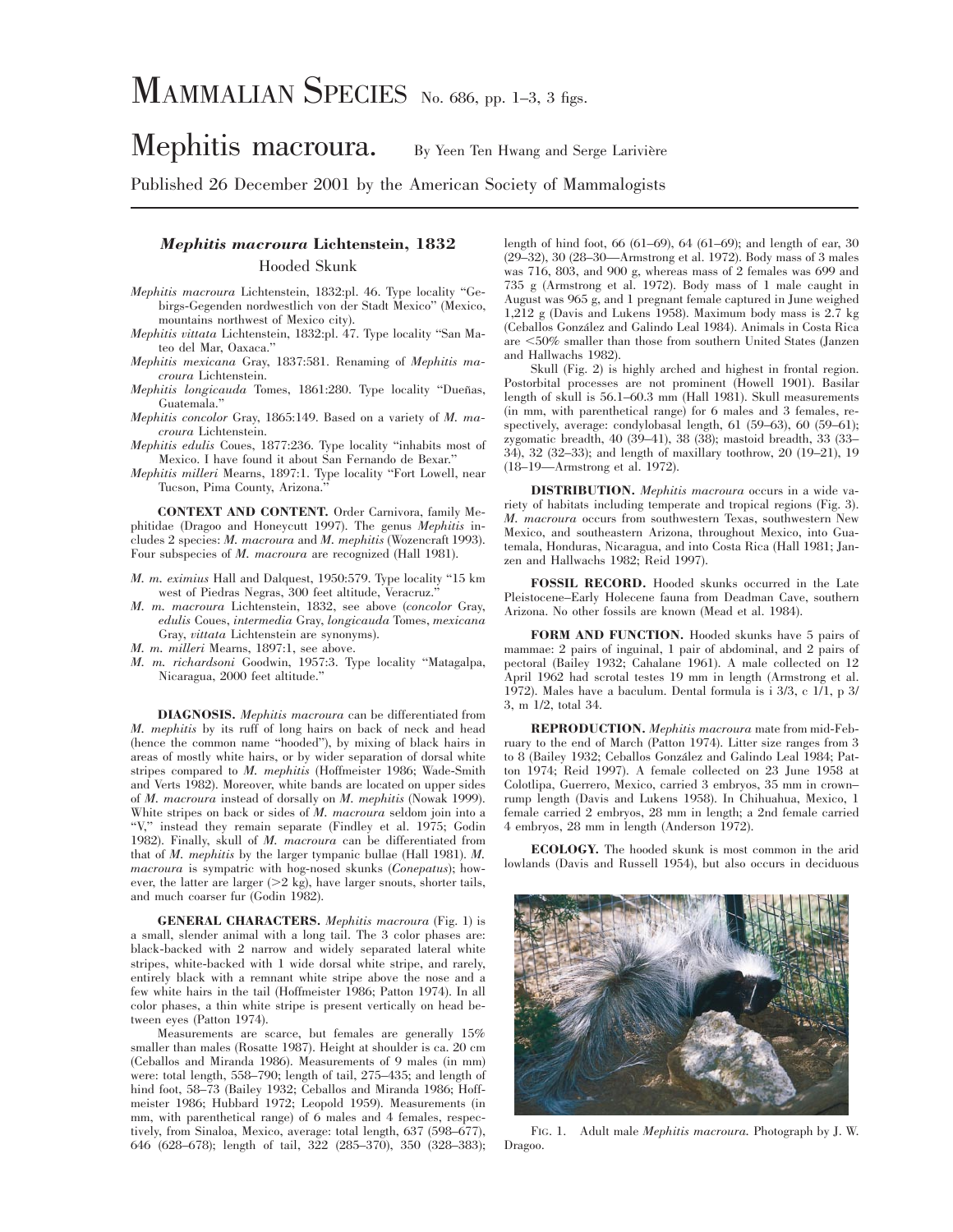# MAMMALIAN SPECIES No. 686, pp. 1–3, 3 figs.

# Mephitis macroura. By Yeen Ten Hwang and Serge Larivière

Published 26 December 2001 by the American Society of Mammalogists

## *Mephitis macroura* Lichtenstein, 1832

### Hooded Skunk

*Mephitis macroura* Lichtenstein, 1832:pl. 46. Type locality "Gebirgs-Gegenden nordwestlich von der Stadt Mexico" (Mexico, mountains northwest of Mexico city).

*Mephitis vittata* Lichtenstein, 1832:pl. 47. Type locality "San Mateo del Mar, Oaxaca."

*Mephitis mexicana* Gray, 1837:581. Renaming of *Mephitis macroura* Lichtenstein.

*Mephitis longicauda* Tomes, 1861:280. Type locality "Dueñas, Guatemala."

*Mephitis concolor* Gray, 1865:149. Based on a variety of *M. macroura* Lichtenstein.

*Mephitis edulis* Coues, 1877:236. Type locality "inhabits most of Mexico. I have found it about San Fernando de Bexar."

*Mephitis milleri* Mearns, 1897:1. Type locality "Fort Lowell, near Tucson, Pima County, Arizona."

**CONTEXT AND CONTENT.** Order Carnivora, family Mephitidae (Dragoo and Honeycutt 1997). The genus *Mephitis* includes 2 species: *M. macroura* and *M. mephitis* (Wozencraft 1993). Four subspecies of *M. macroura* are recognized (Hall 1981).

*M. m. eximius* Hall and Dalquest, 1950:579. Type locality "15 km west of Piedras Negras, 300 feet altitude, Veracruz."

*M. m. macroura* Lichtenstein, 1832, see above (*concolor* Gray, *edulis* Coues, *intermedia* Gray, *longicauda* Tomes, *mexicana* Gray, *vittata* Lichtenstein are synonyms).

*M. m. milleri* Mearns, 1897:1, see above.

*M. m. richardsoni* Goodwin, 1957:3. Type locality "Matagalpa, Nicaragua, 2000 feet altitude."

**DIAGNOSIS.** *Mephitis macroura* can be differentiated from *M. mephitis* by its ruff of long hairs on back of neck and head (hence the common name "hooded"), by mixing of black hairs in areas of mostly white hairs, or by wider separation of dorsal white stripes compared to *M. mephitis* (Hoffmeister 1986; Wade-Smith and Verts 1982). Moreover, white bands are located on upper sides of *M. macroura* instead of dorsally on *M. mephitis* (Nowak 1999). White stripes on back or sides of *M. macroura* seldom join into a "V," instead they remain separate (Findley et al. 1975; Godin 1982). Finally, skull of *M. macroura* can be differentiated from that of *M. mephitis* by the larger tympanic bullae (Hall 1981). *M. macroura* is sympatric with hog-nosed skunks (*Conepatus*); however, the latter are larger (>2 kg), have larger snouts, shorter tails, and much coarser fur (Godin 1982).

**GENERAL CHARACTERS.** *Mephitis macroura* (Fig. 1) is a small, slender animal with a long tail. The 3 color phases are: black-backed with 2 narrow and widely separated lateral white stripes, white-backed with 1 wide dorsal white stripe, and rarely, entirely black with a remnant white stripe above the nose and a few white hairs in the tail (Hoffmeister 1986; Patton 1974). In all color phases, a thin white stripe is present vertically on head between eyes (Patton 1974).

Measurements are scarce, but females are generally 15% smaller than males (Rosatte 1987). Height at shoulder is ca. 20 cm (Ceballos and Miranda 1986). Measurements of 9 males (in mm) were: total length, 558–790; length of tail, 275–435; and length of hind foot, 58–73 (Bailey 1932; Ceballos and Miranda 1986; Hoffmeister 1986; Hubbard 1972; Leopold 1959). Measurements (in mm, with parenthetical range) of 6 males and 4 females, respectively, from Sinaloa, Mexico, average: total length, 637 (598–677), 646 (628–678); length of tail, 322 (285–370), 350 (328–383); length of hind foot, 66 (61–69), 64 (61–69); and length of ear, 30 (29–32), 30 (28–30—Armstrong et al. 1972). Body mass of 3 males was 716, 803, and 900 g, whereas mass of 2 females was 699 and 735 g (Armstrong et al. 1972). Body mass of 1 male caught in August was 965 g, and 1 pregnant female captured in June weighed 1,212 g (Davis and Lukens 1958). Maximum body mass is 2.7 kg (Ceballos González and Galindo Leal 1984). Animals in Costa Rica are <50% smaller than those from southern United States (Janzen and Hallwachs 1982).

Skull (Fig. 2) is highly arched and highest in frontal region. Postorbital processes are not prominent (Howell 1901). Basilar length of skull is 56.1–60.3 mm (Hall 1981). Skull measurements (in mm, with parenthetical range) for 6 males and 3 females, respectively, average: condylobasal length, 61 (59–63), 60 (59–61); zygomatic breadth, 40 (39–41), 38 (38); mastoid breadth, 33 (33–34), 32 (32–33); and length of maxillary toothrow, 20 (19–21), 19 (18–19—Armstrong et al. 1972).

**DISTRIBUTION.** *Mephitis macroura* occurs in a wide variety of habitats including temperate and tropical regions (Fig. 3). *M. macroura* occurs from southwestern Texas, southwestern New Mexico, and southeastern Arizona, throughout Mexico, into Guatemala, Honduras, Nicaragua, and into Costa Rica (Hall 1981; Janzen and Hallwachs 1982; Reid 1997).

**FOSSIL RECORD.** Hooded skunks occurred in the Late Pleistocene–Early Holecene fauna from Deadman Cave, southern Arizona. No other fossils are known (Mead et al. 1984).

**FORM AND FUNCTION.** Hooded skunks have 5 pairs of mammae: 2 pairs of inguinal, 1 pair of abdominal, and 2 pairs of pectoral (Bailey 1932; Cahalane 1961). A male collected on 12 April 1962 had scrotal testes 19 mm in length (Armstrong et al. 1972). Males have a baculum. Dental formula is i 3/3, c 1/1, p 3/3, m 1/2, total 34.

**REPRODUCTION.** *Mephitis macroura* mate from mid-February to the end of March (Patton 1974). Litter size ranges from 3 to 8 (Bailey 1932; Ceballos González and Galindo Leal 1984; Patton 1974; Reid 1997). A female collected on 23 June 1958 at Colotlipa, Guerrero, Mexico, carried 3 embryos, 35 mm in crown–rump length (Davis and Lukens 1958). In Chihuahua, Mexico, 1 female carried 2 embryos, 28 mm in length; a 2nd female carried 4 embryos, 28 mm in length (Anderson 1972).

**ECOLOGY.** The hooded skunk is most common in the arid lowlands (Davis and Russell 1954), but also occurs in deciduous

FIG. 1. Adult male *Mephitis macroura*. Photograph by J. W. Dragoo.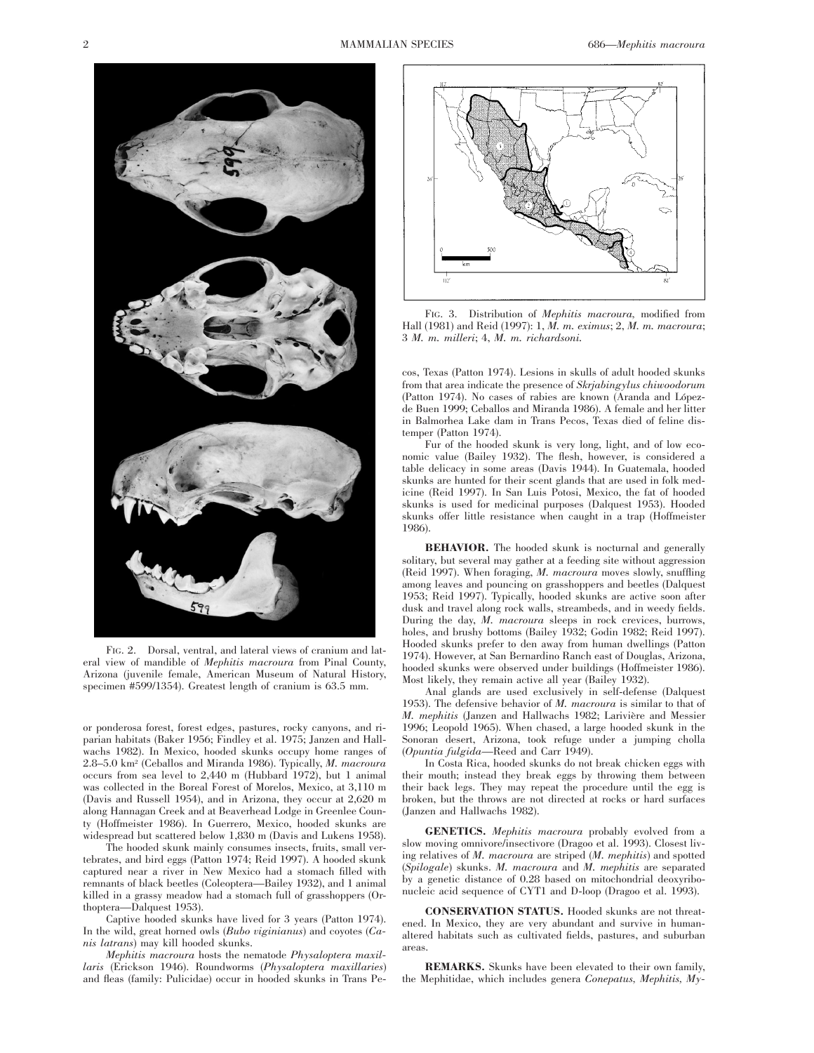FIG. 2. Dorsal, ventral, and lateral views of cranium and lateral view of mandible of *Mephitis macroura* from Pinal County, Arizona (juvenile female, American Museum of Natural History, specimen #599/1354). Greatest length of cranium is 63.5 mm.

or ponderosa forest, forest edges, pastures, rocky canyons, and riparian habitats (Baker 1956; Findley et al. 1975; Janzen and Hallwachs 1982). In Mexico, hooded skunks occupy home ranges of 2.8–5.0 km² (Ceballos and Miranda 1986). Typically, *M. macroura* occurs from sea level to 2,440 m (Hubbard 1972), but 1 animal was collected in the Boreal Forest of Morelos, Mexico, at 3,110 m (Davis and Russell 1954), and in Arizona, they occur at 2,620 m along Hannagan Creek and at Beaverhead Lodge in Greenlee County (Hoffmeister 1986). In Guerrero, Mexico, hooded skunks are widespread but scattered below 1,830 m (Davis and Lukens 1958).

The hooded skunk mainly consumes insects, fruits, small vertebrates, and bird eggs (Patton 1974; Reid 1997). A hooded skunk captured near a river in New Mexico had a stomach filled with remnants of black beetles (Coleoptera—Bailey 1932), and 1 animal killed in a grassy meadow had a stomach full of grasshoppers (Orthoptera—Dalquest 1953).

Captive hooded skunks have lived for 3 years (Patton 1974). In the wild, great horned owls (*Bubo viginianus*) and coyotes (*Canis latrans*) may kill hooded skunks.

*Mephitis macroura* hosts the nematode *Physaloptera maxillaris* (Erickson 1946). Roundworms (*Physaloptera maxillaries*) and fleas (family: Pulicidae) occur in hooded skunks in Trans Pecos, Texas (Patton 1974). Lesions in skulls of adult hooded skunks from that area indicate the presence of *Skrjabingylus chiwoodorum* (Patton 1974). No cases of rabies are known (Aranda and López-de Buen 1999; Ceballos and Miranda 1986). A female and her litter in Balmorhea Lake dam in Trans Pecos, Texas died of feline distemper (Patton 1974).

Fur of the hooded skunk is very long, light, and of low economic value (Bailey 1932). The flesh, however, is considered a table delicacy in some areas (Davis 1944). In Guatemala, hooded skunks are hunted for their scent glands that are used in folk medicine (Reid 1997). In San Luis Potosi, Mexico, the fat of hooded skunks is used for medicinal purposes (Dalquest 1953). Hooded skunks offer little resistance when caught in a trap (Hoffmeister 1986).

FIG. 3. Distribution of *Mephitis macroura*, modified from Hall (1981) and Reid (1997): 1, *M. m. eximus*; 2, *M. m. macroura*; 3 *M. m. milleri*; 4, *M. m. richardsoni*.

**BEHAVIOR.** The hooded skunk is nocturnal and generally solitary, but several may gather at a feeding site without aggression (Reid 1997). When foraging, *M. macroura* moves slowly, snuffling among leaves and pouncing on grasshoppers and beetles (Dalquest 1953; Reid 1997). Typically, hooded skunks are active soon after dusk and travel along rock walls, streambeds, and in weedy fields. During the day, *M. macroura* sleeps in rock crevices, burrows, holes, and brushy bottoms (Bailey 1932; Godin 1982; Reid 1997). Hooded skunks prefer to den away from human dwellings (Patton 1974). However, at San Bernardino Ranch east of Douglas, Arizona, hooded skunks were observed under buildings (Hoffmeister 1986). Most likely, they remain active all year (Bailey 1932).

Anal glands are used exclusively in self-defense (Dalquest 1953). The defensive behavior of *M. macroura* is similar to that of *M. mephitis* (Janzen and Hallwachs 1982; Larivière and Messier 1996; Leopold 1965). When chased, a large hooded skunk in the Sonoran desert, Arizona, took refuge under a jumping cholla (*Opuntia fulgida*—Reed and Carr 1949).

In Costa Rica, hooded skunks do not break chicken eggs with their mouth; instead they break eggs by throwing them between their back legs. They may repeat the procedure until the egg is broken, but the throws are not directed at rocks or hard surfaces (Janzen and Hallwachs 1982).

**GENETICS.** *Mephitis macroura* probably evolved from a slow moving omnivore/insectivore (Dragoo et al. 1993). Closest living relatives of *M. macroura* are striped (*M. mephitis*) and spotted (*Spilogale*) skunks. *M. macroura* and *M. mephitis* are separated by a genetic distance of 0.28 based on mitochondrial deoxyribonucleic acid sequence of CYT1 and D-loop (Dragoo et al. 1993).

**CONSERVATION STATUS.** Hooded skunks are not threatened. In Mexico, they are very abundant and survive in human-altered habitats such as cultivated fields, pastures, and suburban areas.

**REMARKS.** Skunks have been elevated to their own family, the Mephitidae, which includes genera *Conepatus*, *Mephitis*, *My-*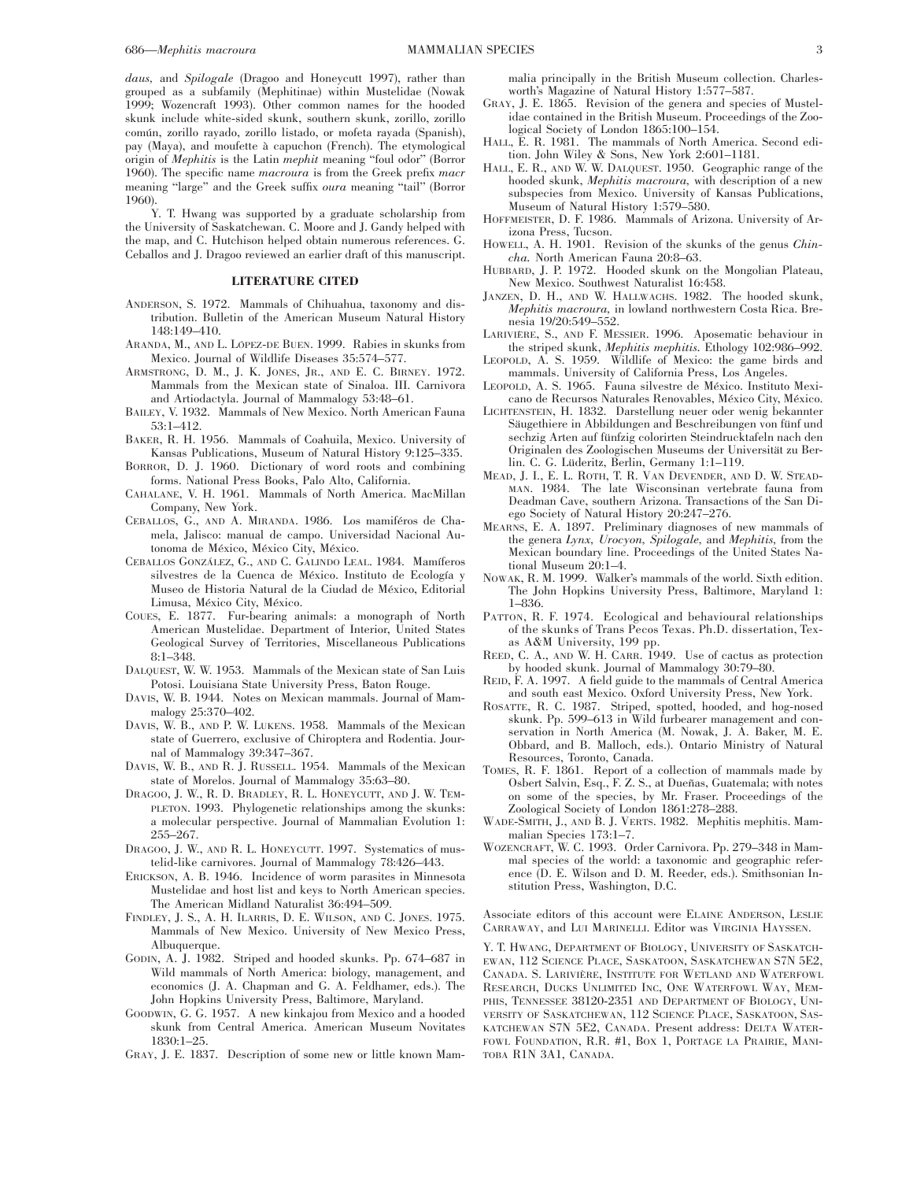*daus*, and *Spilogale* (Dragoo and Honeycutt 1997), rather than grouped as a subfamily (Mephitinae) within Mustelidae (Nowak 1999; Wozencraft 1993). Other common names for the hooded skunk include white-sided skunk, southern skunk, zorillo, zorillo común, zorillo rayado, zorillo listado, or mofeta rayada (Spanish), pay (Maya), and moufette à capuchon (French). The etymological origin of *Mephitis* is the Latin *mephit* meaning "foul odor" (Borror 1960). The specific name *macroura* is from the Greek prefix *macr* meaning "large" and the Greek suffix *oura* meaning "tail" (Borror 1960).

Y. T. Hwang was supported by a graduate scholarship from the University of Saskatchewan. C. Moore and J. Gandy helped with the map, and C. Hutchison helped obtain numerous references. G. Ceballos and J. Dragoo reviewed an earlier draft of this manuscript.

## LITERATURE CITED

Anderson, S. 1972. Mammals of Chihuahua, taxonomy and distribution. Bulletin of the American Museum Natural History 148:149–410.

Aranda, M., and L. López-de Buen. 1999. Rabies in skunks from Mexico. Journal of Wildlife Diseases 35:574–577.

Armstrong, D. M., J. K. Jones, Jr., and E. C. Birney. 1972. Mammals from the Mexican state of Sinaloa. III. Carnivora and Artiodactyla. Journal of Mammalogy 53:48–61.

Bailey, V. 1932. Mammals of New Mexico. North American Fauna 53:1–412.

Baker, R. H. 1956. Mammals of Coahuila, Mexico. University of Kansas Publications, Museum of Natural History 9:125–335.

Borror, D. J. 1960. Dictionary of word roots and combining forms. National Press Books, Palo Alto, California.

Cahalane, V. H. 1961. Mammals of North America. MacMillan Company, New York.

Ceballos, G., and A. Miranda. 1986. Los mamiféros de Chamela, Jalisco: manual de campo. Universidad Nacional Autonoma de México, México City, México.

Ceballos González, G., and C. Galindo Leal. 1984. Mamíferos silvestres de la Cuenca de México. Instituto de Ecología y Museo de Historia Natural de la Ciudad de México, Editorial Limusa, México City, México.

Coues, E. 1877. Fur-bearing animals: a monograph of North American Mustelidae. Department of Interior, United States Geological Survey of Territories, Miscellaneous Publications 8:1–348.

Dalquest, W. W. 1953. Mammals of the Mexican state of San Luis Potosi. Louisiana State University Press, Baton Rouge.

Davis, W. B. 1944. Notes on Mexican mammals. Journal of Mammalogy 25:370–402.

Davis, W. B., and P. W. Lukens. 1958. Mammals of the Mexican state of Guerrero, exclusive of Chiroptera and Rodentia. Journal of Mammalogy 39:347–367.

Davis, W. B., and R. J. Russell. 1954. Mammals of the Mexican state of Morelos. Journal of Mammalogy 35:63–80.

Dragoo, J. W., R. D. Bradley, R. L. Honeycutt, and J. W. Templeton. 1993. Phylogenetic relationships among the skunks: a molecular perspective. Journal of Mammalian Evolution 1: 255–267.

Dragoo, J. W., and R. L. Honeycutt. 1997. Systematics of mustelid-like carnivores. Journal of Mammalogy 78:426–443.

Erickson, A. B. 1946. Incidence of worm parasites in Minnesota Mustelidae and host list and keys to North American species. The American Midland Naturalist 36:494–509.

Findley, J. S., A. H. Ilarris, D. E. Wilson, and C. Jones. 1975. Mammals of New Mexico. University of New Mexico Press, Albuquerque.

Godin, A. J. 1982. Striped and hooded skunks. Pp. 674–687 in Wild mammals of North America: biology, management, and economics (J. A. Chapman and G. A. Feldhamer, eds.). The John Hopkins University Press, Baltimore, Maryland.

Goodwin, G. G. 1957. A new kinkajou from Mexico and a hooded skunk from Central America. American Museum Novitates 1830:1–25.

Gray, J. E. 1837. Description of some new or little known Mammalia principally in the British Museum collection. Charlesworth's Magazine of Natural History 1:577–587.

Gray, J. E. 1865. Revision of the genera and species of Mustelidae contained in the British Museum. Proceedings of the Zoological Society of London 1865:100–154.

Hall, E. R. 1981. The mammals of North America. Second edition. John Wiley & Sons, New York 2:601–1181.

Hall, E. R., and W. W. Dalquest. 1950. Geographic range of the hooded skunk, *Mephitis macroura*, with description of a new subspecies from Mexico. University of Kansas Publications, Museum of Natural History 1:579–580.

Hoffmeister, D. F. 1986. Mammals of Arizona. University of Arizona Press, Tucson.

Howell, A. H. 1901. Revision of the skunks of the genus *Chincha*. North American Fauna 20:8–63.

Hubbard, J. P. 1972. Hooded skunk on the Mongolian Plateau, New Mexico. Southwest Naturalist 16:458.

Janzen, D. H., and W. Hallwachs. 1982. The hooded skunk, *Mephitis macroura*, in lowland northwestern Costa Rica. Brenesia 19/20:549–552.

Larivière, S., and F. Messier. 1996. Aposematic behaviour in the striped skunk, *Mephitis mephitis*. Ethology 102:986–992.

Leopold, A. S. 1959. Wildlife of Mexico: the game birds and mammals. University of California Press, Los Angeles.

Leopold, A. S. 1965. Fauna silvestre de México. Instituto Mexicano de Recursos Naturales Renovables, México City, México.

Lichtenstein, H. 1832. Darstellung neuer oder wenig bekannter Säugethiere in Abbildungen and Beschreibungen von fünf und sechzig Arten auf fünfzig colorirten Steindrucktafeln nach den Originalen des Zoologischen Museums der Universität zu Berlin. C. G. Lüderitz, Berlin, Germany 1:1–119.

Mead, J. I., E. L. Roth, T. R. Van Devender, and D. W. Steadman. 1984. The late Wisconsinan vertebrate fauna from Deadman Cave, southern Arizona. Transactions of the San Diego Society of Natural History 20:247–276.

Mearns, E. A. 1897. Preliminary diagnoses of new mammals of the genera *Lynx*, *Urocyon*, *Spilogale*, and *Mephitis*, from the Mexican boundary line. Proceedings of the United States National Museum 20:1–4.

Nowak, R. M. 1999. Walker's mammals of the world. Sixth edition. The John Hopkins University Press, Baltimore, Maryland 1: 1–836.

Patton, R. F. 1974. Ecological and behavioural relationships of the skunks of Trans Pecos Texas. Ph.D. dissertation, Texas A&M University, 199 pp.

Reed, C. A., and W. H. Carr. 1949. Use of cactus as protection by hooded skunk. Journal of Mammalogy 30:79–80.

Reid, F. A. 1997. A field guide to the mammals of Central America and south east Mexico. Oxford University Press, New York.

Rosatte, R. C. 1987. Striped, spotted, hooded, and hog-nosed skunk. Pp. 599–613 in Wild furbearer management and conservation in North America (M. Nowak, J. A. Baker, M. E. Obbard, and B. Malloch, eds.). Ontario Ministry of Natural Resources, Toronto, Canada.

Tomes, R. F. 1861. Report of a collection of mammals made by Osbert Salvin, Esq., F. Z. S., at Dueñas, Guatemala; with notes on some of the species, by Mr. Fraser. Proceedings of the Zoological Society of London 1861:278–288.

Wade-Smith, J., and B. J. Verts. 1982. Mephitis mephitis. Mammalian Species 173:1–7.

Wozencraft, W. C. 1993. Order Carnivora. Pp. 279–348 in Mammal species of the world: a taxonomic and geographic reference (D. E. Wilson and D. M. Reeder, eds.). Smithsonian Institution Press, Washington, D.C.

Associate editors of this account were Elaine Anderson, Leslie Carraway, and Lui Marinelli. Editor was Virginia Hayssen.

Y. T. Hwang, Department of Biology, University of Saskatchewan, 112 Science Place, Saskatoon, Saskatchewan S7N 5E2, Canada. S. Larivière, Institute for Wetland and Waterfowl Research, Ducks Unlimited Inc, One Waterfowl Way, Memphis, Tennessee 38120-2351 and Department of Biology, University of Saskatchewan, 112 Science Place, Saskatoon, Saskatchewan S7N 5E2, Canada. Present address: Delta Waterfowl Foundation, R.R. #1, Box 1, Portage la Prairie, Manitoba R1N 3A1, Canada.